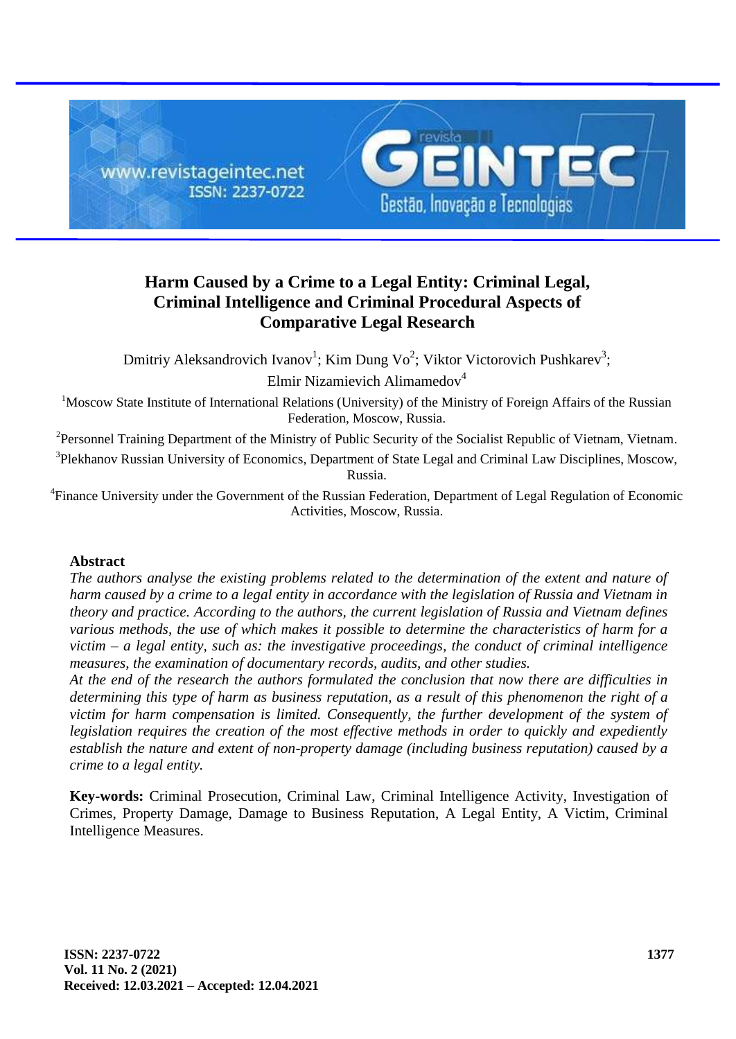# Harm Caused by a Crime to a Legal Entity: Criminal Legal, Criminal Intelligence and Criminal Procedural Aspects of Comparative Legal Research

Dmitriy Aleksandrovich Ivanov[1]; Kim Dung Vo[2]; Viktor Victorovich Pushkarev[3]; Elmir Nizamievich Alimamedov[4]

[1]Moscow State Institute of International Relations (University) of the Ministry of Foreign Affairs of the Russian Federation, Moscow, Russia.

[2]Personnel Training Department of the Ministry of Public Security of the Socialist Republic of Vietnam, Vietnam.

[3]Plekhanov Russian University of Economics, Department of State Legal and Criminal Law Disciplines, Moscow, Russia.

[4]Finance University under the Government of the Russian Federation, Department of Legal Regulation of Economic Activities, Moscow, Russia.

## Abstract

*The authors analyse the existing problems related to the determination of the extent and nature of harm caused by a crime to a legal entity in accordance with the legislation of Russia and Vietnam in theory and practice. According to the authors, the current legislation of Russia and Vietnam defines various methods, the use of which makes it possible to determine the characteristics of harm for a victim – a legal entity, such as: the investigative proceedings, the conduct of criminal intelligence measures, the examination of documentary records, audits, and other studies.*

*At the end of the research the authors formulated the conclusion that now there are difficulties in determining this type of harm as business reputation, as a result of this phenomenon the right of a victim for harm compensation is limited. Consequently, the further development of the system of legislation requires the creation of the most effective methods in order to quickly and expediently establish the nature and extent of non-property damage (including business reputation) caused by a crime to a legal entity.*

**Key-words:** Criminal Prosecution, Criminal Law, Criminal Intelligence Activity, Investigation of Crimes, Property Damage, Damage to Business Reputation, A Legal Entity, A Victim, Criminal Intelligence Measures.

Received: 12.03.2021 – Accepted: 12.04.2021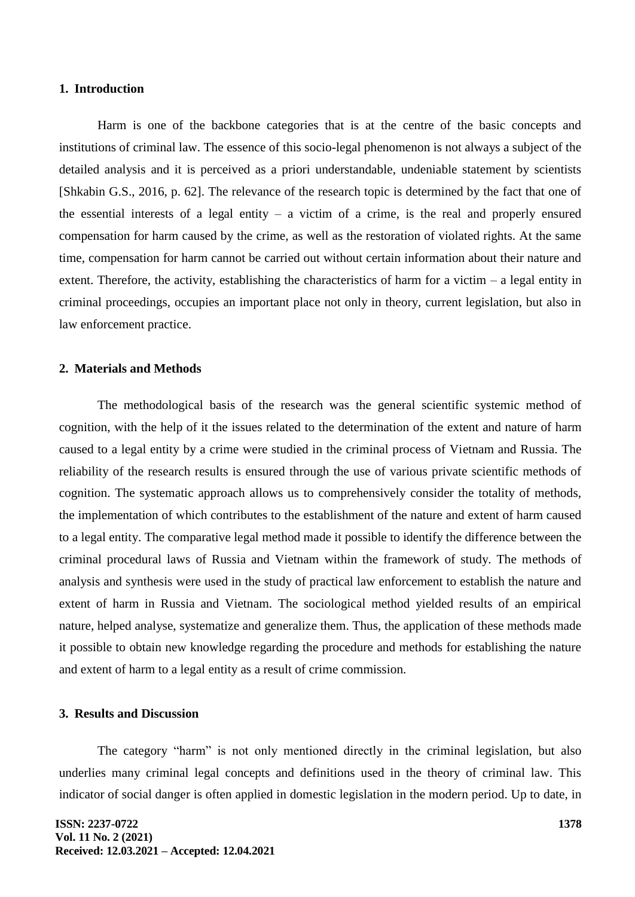## 1. Introduction

Harm is one of the backbone categories that is at the centre of the basic concepts and institutions of criminal law. The essence of this socio-legal phenomenon is not always a subject of the detailed analysis and it is perceived as a priori understandable, undeniable statement by scientists [Shkabin G.S., 2016, p. 62]. The relevance of the research topic is determined by the fact that one of the essential interests of a legal entity – a victim of a crime, is the real and properly ensured compensation for harm caused by the crime, as well as the restoration of violated rights. At the same time, compensation for harm cannot be carried out without certain information about their nature and extent. Therefore, the activity, establishing the characteristics of harm for a victim – a legal entity in criminal proceedings, occupies an important place not only in theory, current legislation, but also in law enforcement practice.

## 2. Materials and Methods

The methodological basis of the research was the general scientific systemic method of cognition, with the help of it the issues related to the determination of the extent and nature of harm caused to a legal entity by a crime were studied in the criminal process of Vietnam and Russia. The reliability of the research results is ensured through the use of various private scientific methods of cognition. The systematic approach allows us to comprehensively consider the totality of methods, the implementation of which contributes to the establishment of the nature and extent of harm caused to a legal entity. The comparative legal method made it possible to identify the difference between the criminal procedural laws of Russia and Vietnam within the framework of study. The methods of analysis and synthesis were used in the study of practical law enforcement to establish the nature and extent of harm in Russia and Vietnam. The sociological method yielded results of an empirical nature, helped analyse, systematize and generalize them. Thus, the application of these methods made it possible to obtain new knowledge regarding the procedure and methods for establishing the nature and extent of harm to a legal entity as a result of crime commission.

## 3. Results and Discussion

The category "harm" is not only mentioned directly in the criminal legislation, but also underlies many criminal legal concepts and definitions used in the theory of criminal law. This indicator of social danger is often applied in domestic legislation in the modern period. Up to date, in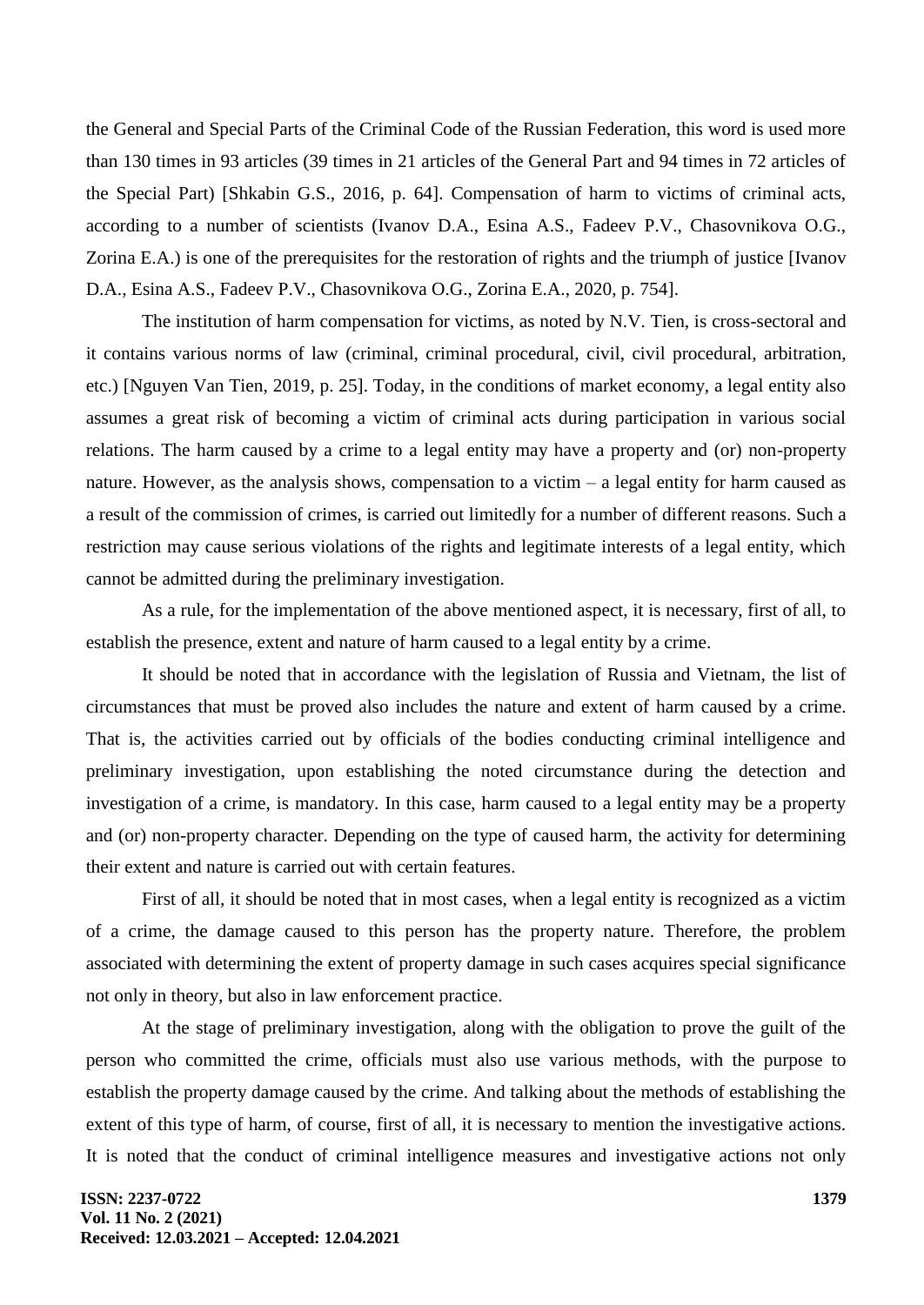the General and Special Parts of the Criminal Code of the Russian Federation, this word is used more than 130 times in 93 articles (39 times in 21 articles of the General Part and 94 times in 72 articles of the Special Part) [Shkabin G.S., 2016, p. 64]. Compensation of harm to victims of criminal acts, according to a number of scientists (Ivanov D.A., Esina A.S., Fadeev P.V., Chasovnikova O.G., Zorina E.A.) is one of the prerequisites for the restoration of rights and the triumph of justice [Ivanov D.A., Esina A.S., Fadeev P.V., Chasovnikova O.G., Zorina E.A., 2020, p. 754].

The institution of harm compensation for victims, as noted by N.V. Tien, is cross-sectoral and it contains various norms of law (criminal, criminal procedural, civil, civil procedural, arbitration, etc.) [Nguyen Van Tien, 2019, p. 25]. Today, in the conditions of market economy, a legal entity also assumes a great risk of becoming a victim of criminal acts during participation in various social relations. The harm caused by a crime to a legal entity may have a property and (or) non-property nature. However, as the analysis shows, compensation to a victim – a legal entity for harm caused as a result of the commission of crimes, is carried out limitedly for a number of different reasons. Such a restriction may cause serious violations of the rights and legitimate interests of a legal entity, which cannot be admitted during the preliminary investigation.

As a rule, for the implementation of the above mentioned aspect, it is necessary, first of all, to establish the presence, extent and nature of harm caused to a legal entity by a crime.

It should be noted that in accordance with the legislation of Russia and Vietnam, the list of circumstances that must be proved also includes the nature and extent of harm caused by a crime. That is, the activities carried out by officials of the bodies conducting criminal intelligence and preliminary investigation, upon establishing the noted circumstance during the detection and investigation of a crime, is mandatory. In this case, harm caused to a legal entity may be a property and (or) non-property character. Depending on the type of caused harm, the activity for determining their extent and nature is carried out with certain features.

First of all, it should be noted that in most cases, when a legal entity is recognized as a victim of a crime, the damage caused to this person has the property nature. Therefore, the problem associated with determining the extent of property damage in such cases acquires special significance not only in theory, but also in law enforcement practice.

At the stage of preliminary investigation, along with the obligation to prove the guilt of the person who committed the crime, officials must also use various methods, with the purpose to establish the property damage caused by the crime. And talking about the methods of establishing the extent of this type of harm, of course, first of all, it is necessary to mention the investigative actions. It is noted that the conduct of criminal intelligence measures and investigative actions not only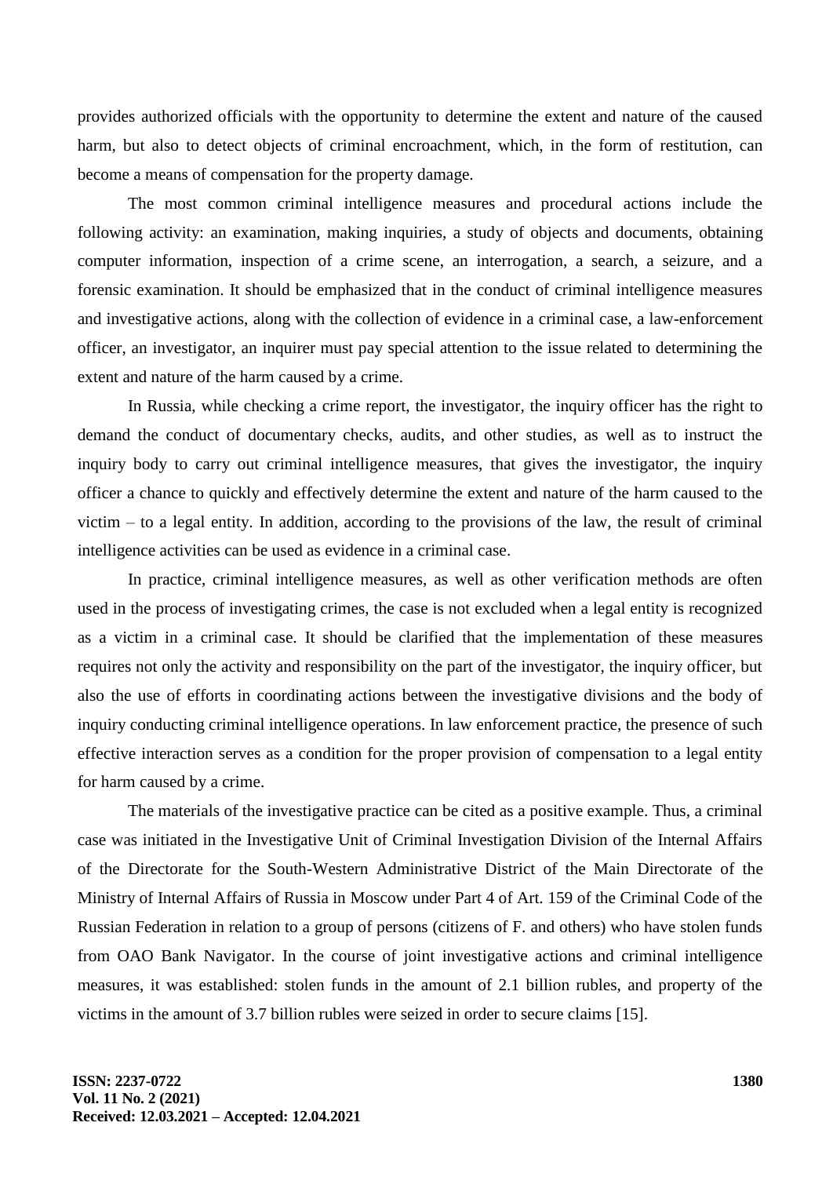provides authorized officials with the opportunity to determine the extent and nature of the caused harm, but also to detect objects of criminal encroachment, which, in the form of restitution, can become a means of compensation for the property damage.

The most common criminal intelligence measures and procedural actions include the following activity: an examination, making inquiries, a study of objects and documents, obtaining computer information, inspection of a crime scene, an interrogation, a search, a seizure, and a forensic examination. It should be emphasized that in the conduct of criminal intelligence measures and investigative actions, along with the collection of evidence in a criminal case, a law-enforcement officer, an investigator, an inquirer must pay special attention to the issue related to determining the extent and nature of the harm caused by a crime.

In Russia, while checking a crime report, the investigator, the inquiry officer has the right to demand the conduct of documentary checks, audits, and other studies, as well as to instruct the inquiry body to carry out criminal intelligence measures, that gives the investigator, the inquiry officer a chance to quickly and effectively determine the extent and nature of the harm caused to the victim – to a legal entity. In addition, according to the provisions of the law, the result of criminal intelligence activities can be used as evidence in a criminal case.

In practice, criminal intelligence measures, as well as other verification methods are often used in the process of investigating crimes, the case is not excluded when a legal entity is recognized as a victim in a criminal case. It should be clarified that the implementation of these measures requires not only the activity and responsibility on the part of the investigator, the inquiry officer, but also the use of efforts in coordinating actions between the investigative divisions and the body of inquiry conducting criminal intelligence operations. In law enforcement practice, the presence of such effective interaction serves as a condition for the proper provision of compensation to a legal entity for harm caused by a crime.

The materials of the investigative practice can be cited as a positive example. Thus, a criminal case was initiated in the Investigative Unit of Criminal Investigation Division of the Internal Affairs of the Directorate for the South-Western Administrative District of the Main Directorate of the Ministry of Internal Affairs of Russia in Moscow under Part 4 of Art. 159 of the Criminal Code of the Russian Federation in relation to a group of persons (citizens of F. and others) who have stolen funds from OAO Bank Navigator. In the course of joint investigative actions and criminal intelligence measures, it was established: stolen funds in the amount of 2.1 billion rubles, and property of the victims in the amount of 3.7 billion rubles were seized in order to secure claims [15].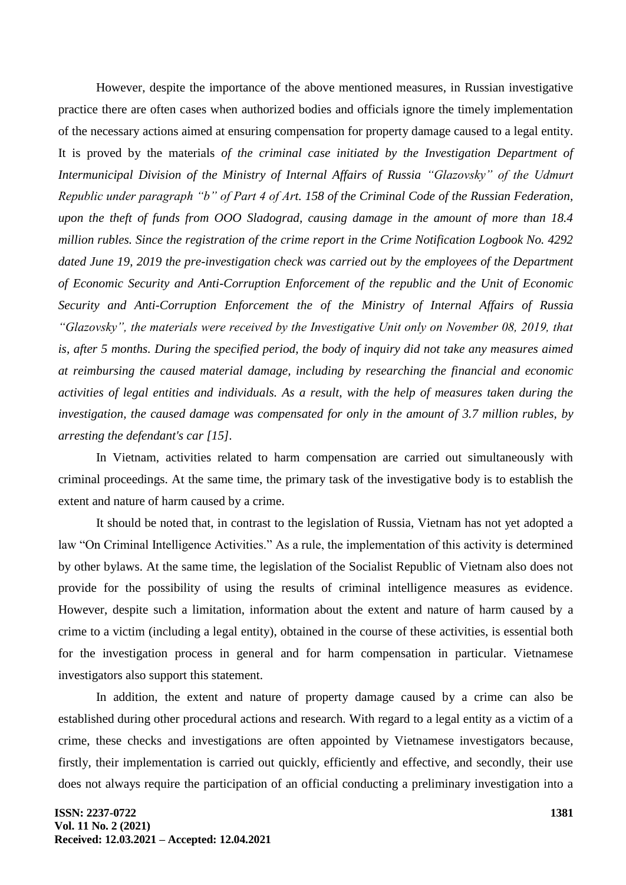However, despite the importance of the above mentioned measures, in Russian investigative practice there are often cases when authorized bodies and officials ignore the timely implementation of the necessary actions aimed at ensuring compensation for property damage caused to a legal entity. It is proved by the materials *of the criminal case initiated by the Investigation Department of Intermunicipal Division of the Ministry of Internal Affairs of Russia "Glazovsky" of the Udmurt Republic under paragraph "b" of Part 4 of Art. 158 of the Criminal Code of the Russian Federation, upon the theft of funds from OOO Sladograd, causing damage in the amount of more than 18.4 million rubles. Since the registration of the crime report in the Crime Notification Logbook No. 4292 dated June 19, 2019 the pre-investigation check was carried out by the employees of the Department of Economic Security and Anti-Corruption Enforcement of the republic and the Unit of Economic Security and Anti-Corruption Enforcement the of the Ministry of Internal Affairs of Russia "Glazovsky", the materials were received by the Investigative Unit only on November 08, 2019, that is, after 5 months. During the specified period, the body of inquiry did not take any measures aimed at reimbursing the caused material damage, including by researching the financial and economic activities of legal entities and individuals. As a result, with the help of measures taken during the investigation, the caused damage was compensated for only in the amount of 3.7 million rubles, by arresting the defendant's car [15]*.

In Vietnam, activities related to harm compensation are carried out simultaneously with criminal proceedings. At the same time, the primary task of the investigative body is to establish the extent and nature of harm caused by a crime.

It should be noted that, in contrast to the legislation of Russia, Vietnam has not yet adopted a law "On Criminal Intelligence Activities." As a rule, the implementation of this activity is determined by other bylaws. At the same time, the legislation of the Socialist Republic of Vietnam also does not provide for the possibility of using the results of criminal intelligence measures as evidence. However, despite such a limitation, information about the extent and nature of harm caused by a crime to a victim (including a legal entity), obtained in the course of these activities, is essential both for the investigation process in general and for harm compensation in particular. Vietnamese investigators also support this statement.

In addition, the extent and nature of property damage caused by a crime can also be established during other procedural actions and research. With regard to a legal entity as a victim of a crime, these checks and investigations are often appointed by Vietnamese investigators because, firstly, their implementation is carried out quickly, efficiently and effective, and secondly, their use does not always require the participation of an official conducting a preliminary investigation into a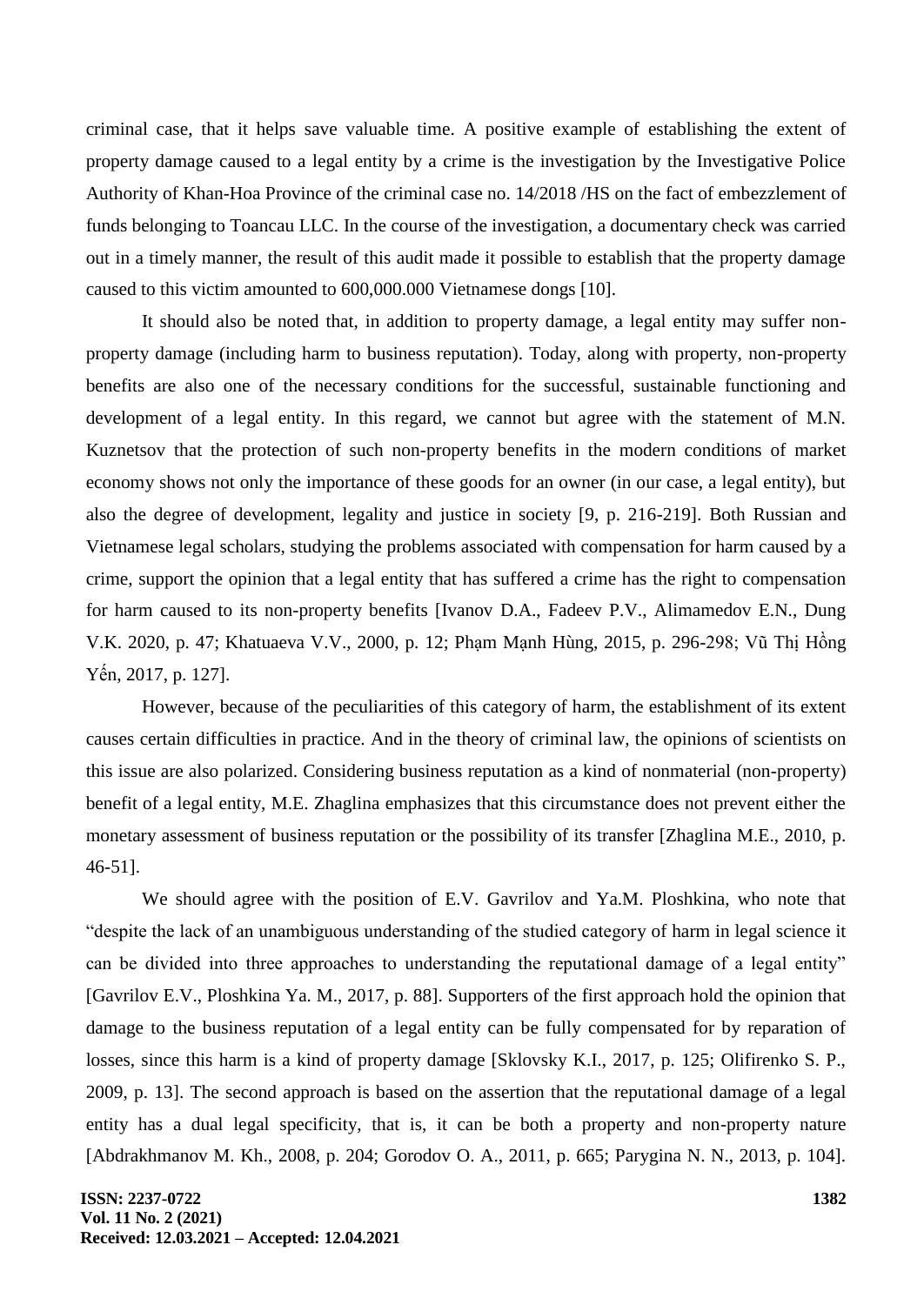criminal case, that it helps save valuable time. A positive example of establishing the extent of property damage caused to a legal entity by a crime is the investigation by the Investigative Police Authority of Khan-Hoa Province of the criminal case no. 14/2018 /HS on the fact of embezzlement of funds belonging to Toancau LLC. In the course of the investigation, a documentary check was carried out in a timely manner, the result of this audit made it possible to establish that the property damage caused to this victim amounted to 600,000.000 Vietnamese dongs [10].

It should also be noted that, in addition to property damage, a legal entity may suffer non-property damage (including harm to business reputation). Today, along with property, non-property benefits are also one of the necessary conditions for the successful, sustainable functioning and development of a legal entity. In this regard, we cannot but agree with the statement of M.N. Kuznetsov that the protection of such non-property benefits in the modern conditions of market economy shows not only the importance of these goods for an owner (in our case, a legal entity), but also the degree of development, legality and justice in society [9, p. 216-219]. Both Russian and Vietnamese legal scholars, studying the problems associated with compensation for harm caused by a crime, support the opinion that a legal entity that has suffered a crime has the right to compensation for harm caused to its non-property benefits [Ivanov D.A., Fadeev P.V., Alimamedov E.N., Dung V.K. 2020, p. 47; Khatuaeva V.V., 2000, p. 12; Phạm Mạnh Hùng, 2015, p. 296-298; Vũ Thị Hồng Yến, 2017, p. 127].

However, because of the peculiarities of this category of harm, the establishment of its extent causes certain difficulties in practice. And in the theory of criminal law, the opinions of scientists on this issue are also polarized. Considering business reputation as a kind of nonmaterial (non-property) benefit of a legal entity, M.E. Zhaglina emphasizes that this circumstance does not prevent either the monetary assessment of business reputation or the possibility of its transfer [Zhaglina M.E., 2010, p. 46-51].

We should agree with the position of E.V. Gavrilov and Ya.M. Ploshkina, who note that "despite the lack of an unambiguous understanding of the studied category of harm in legal science it can be divided into three approaches to understanding the reputational damage of a legal entity" [Gavrilov E.V., Ploshkina Ya. M., 2017, p. 88]. Supporters of the first approach hold the opinion that damage to the business reputation of a legal entity can be fully compensated for by reparation of losses, since this harm is a kind of property damage [Sklovsky K.I., 2017, p. 125; Olifirenko S. P., 2009, p. 13]. The second approach is based on the assertion that the reputational damage of a legal entity has a dual legal specificity, that is, it can be both a property and non-property nature [Abdrakhmanov M. Kh., 2008, p. 204; Gorodov O. A., 2011, p. 665; Parygina N. N., 2013, p. 104].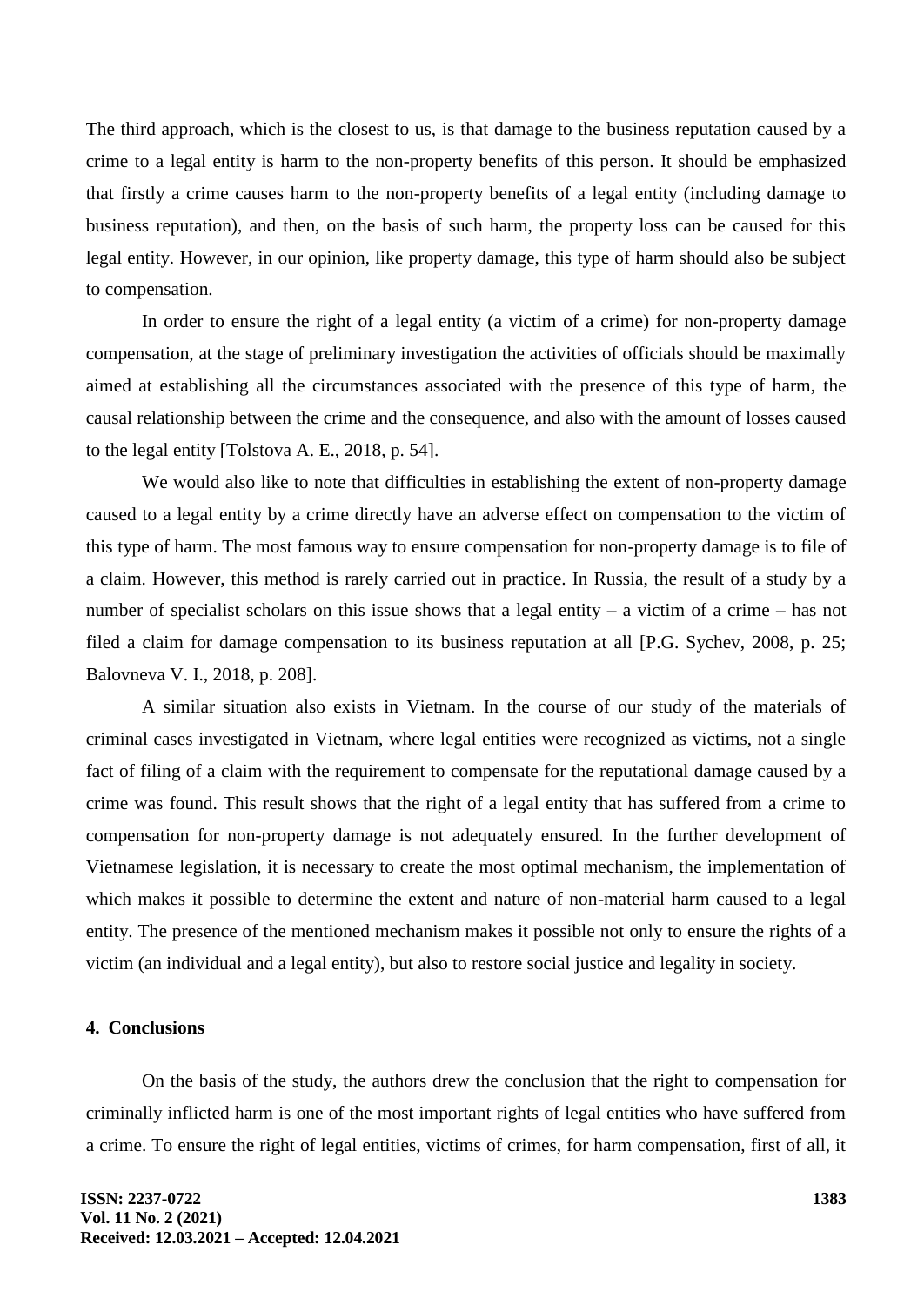The third approach, which is the closest to us, is that damage to the business reputation caused by a crime to a legal entity is harm to the non-property benefits of this person. It should be emphasized that firstly a crime causes harm to the non-property benefits of a legal entity (including damage to business reputation), and then, on the basis of such harm, the property loss can be caused for this legal entity. However, in our opinion, like property damage, this type of harm should also be subject to compensation.

In order to ensure the right of a legal entity (a victim of a crime) for non-property damage compensation, at the stage of preliminary investigation the activities of officials should be maximally aimed at establishing all the circumstances associated with the presence of this type of harm, the causal relationship between the crime and the consequence, and also with the amount of losses caused to the legal entity [Tolstova A. E., 2018, p. 54].

We would also like to note that difficulties in establishing the extent of non-property damage caused to a legal entity by a crime directly have an adverse effect on compensation to the victim of this type of harm. The most famous way to ensure compensation for non-property damage is to file of a claim. However, this method is rarely carried out in practice. In Russia, the result of a study by a number of specialist scholars on this issue shows that a legal entity – a victim of a crime – has not filed a claim for damage compensation to its business reputation at all [P.G. Sychev, 2008, p. 25; Balovneva V. I., 2018, p. 208].

A similar situation also exists in Vietnam. In the course of our study of the materials of criminal cases investigated in Vietnam, where legal entities were recognized as victims, not a single fact of filing of a claim with the requirement to compensate for the reputational damage caused by a crime was found. This result shows that the right of a legal entity that has suffered from a crime to compensation for non-property damage is not adequately ensured. In the further development of Vietnamese legislation, it is necessary to create the most optimal mechanism, the implementation of which makes it possible to determine the extent and nature of non-material harm caused to a legal entity. The presence of the mentioned mechanism makes it possible not only to ensure the rights of a victim (an individual and a legal entity), but also to restore social justice and legality in society.

## 4. Conclusions

On the basis of the study, the authors drew the conclusion that the right to compensation for criminally inflicted harm is one of the most important rights of legal entities who have suffered from a crime. To ensure the right of legal entities, victims of crimes, for harm compensation, first of all, it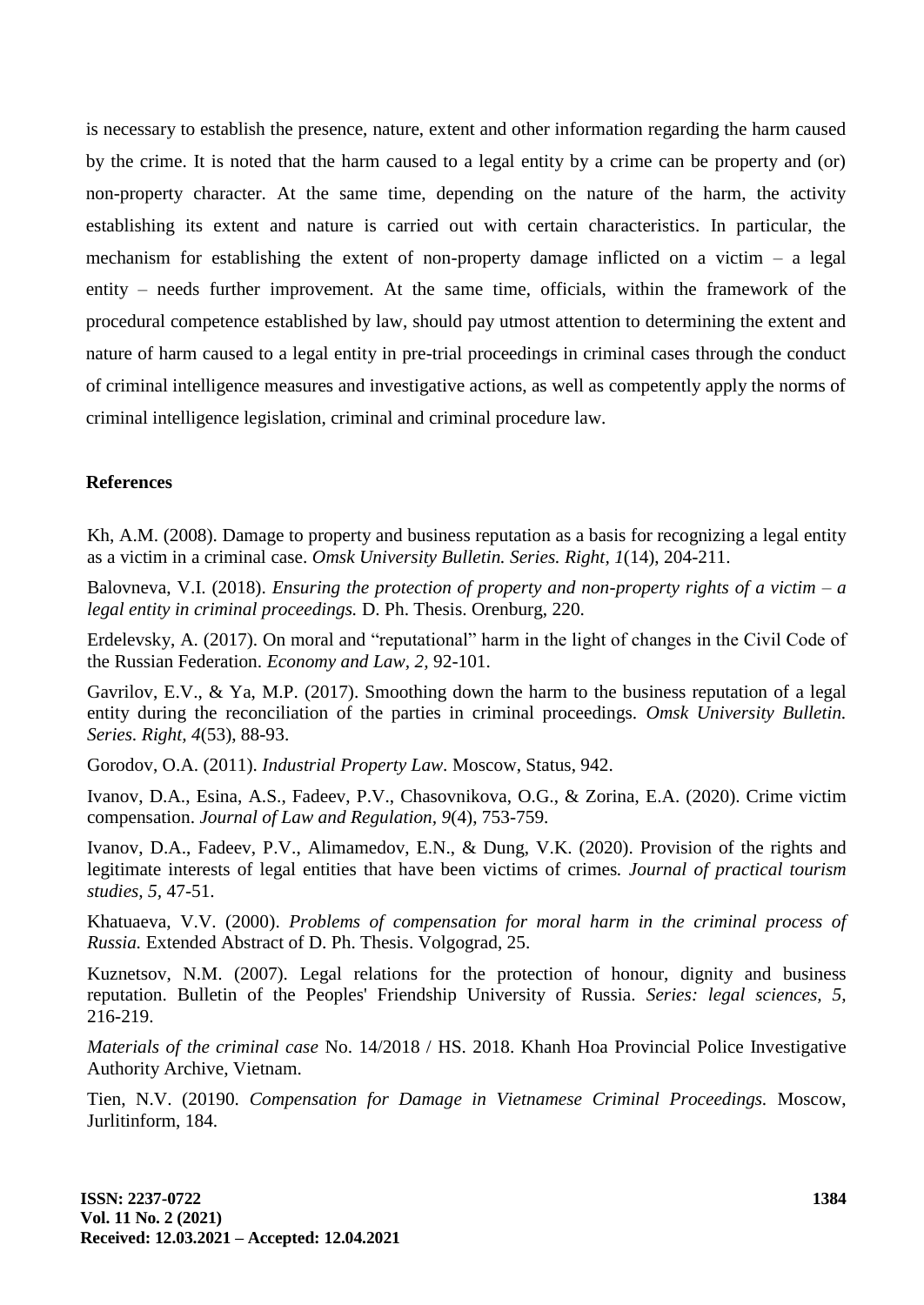is necessary to establish the presence, nature, extent and other information regarding the harm caused by the crime. It is noted that the harm caused to a legal entity by a crime can be property and (or) non-property character. At the same time, depending on the nature of the harm, the activity establishing its extent and nature is carried out with certain characteristics. In particular, the mechanism for establishing the extent of non-property damage inflicted on a victim – a legal entity – needs further improvement. At the same time, officials, within the framework of the procedural competence established by law, should pay utmost attention to determining the extent and nature of harm caused to a legal entity in pre-trial proceedings in criminal cases through the conduct of criminal intelligence measures and investigative actions, as well as competently apply the norms of criminal intelligence legislation, criminal and criminal procedure law.

## References

Kh, A.M. (2008). Damage to property and business reputation as a basis for recognizing a legal entity as a victim in a criminal case. *Omsk University Bulletin. Series. Right*, *1*(14), 204-211.

Balovneva, V.I. (2018). *Ensuring the protection of property and non-property rights of a victim – a legal entity in criminal proceedings.* D. Ph. Thesis. Orenburg, 220.

Erdelevsky, A. (2017). On moral and "reputational" harm in the light of changes in the Civil Code of the Russian Federation. *Economy and Law*, *2*, 92-101.

Gavrilov, E.V., & Ya, M.P. (2017). Smoothing down the harm to the business reputation of a legal entity during the reconciliation of the parties in criminal proceedings. *Omsk University Bulletin. Series. Right*, *4*(53), 88-93.

Gorodov, O.A. (2011). *Industrial Property Law*. Moscow, Status, 942.

Ivanov, D.A., Esina, A.S., Fadeev, P.V., Chasovnikova, O.G., & Zorina, E.A. (2020). Crime victim compensation. *Journal of Law and Regulation*, *9*(4), 753-759.

Ivanov, D.A., Fadeev, P.V., Alimamedov, E.N., & Dung, V.K. (2020). Provision of the rights and legitimate interests of legal entities that have been victims of crimes*. Journal of practical tourism studies, 5*, 47-51.

Khatuaeva, V.V. (2000). *Problems of compensation for moral harm in the criminal process of Russia.* Extended Abstract of D. Ph. Thesis. Volgograd, 25.

Kuznetsov, N.M. (2007). Legal relations for the protection of honour, dignity and business reputation. Bulletin of the Peoples' Friendship University of Russia. *Series: legal sciences, 5*, 216-219.

*Materials of the criminal case* No. 14/2018 / HS. 2018. Khanh Hoa Provincial Police Investigative Authority Archive, Vietnam.

Tien, N.V. (20190. *Compensation for Damage in Vietnamese Criminal Proceedings*. Moscow, Jurlitinform, 184.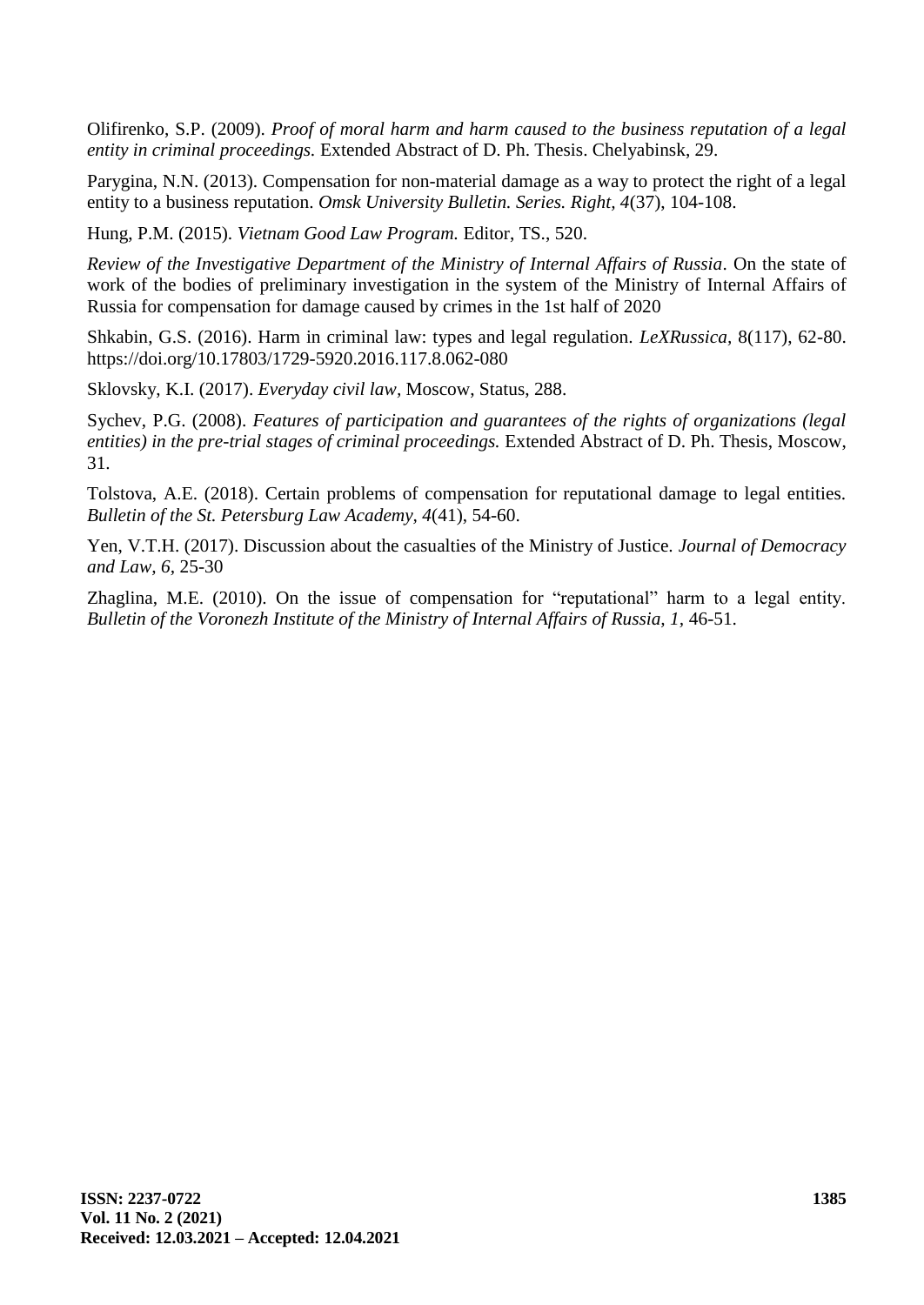Olifirenko, S.P. (2009). *Proof of moral harm and harm caused to the business reputation of a legal entity in criminal proceedings.* Extended Abstract of D. Ph. Thesis. Chelyabinsk, 29.

Parygina, N.N. (2013). Compensation for non-material damage as a way to protect the right of a legal entity to a business reputation. *Omsk University Bulletin. Series. Right, 4*(37), 104-108.

Hung, P.M. (2015). *Vietnam Good Law Program.* Editor, TS., 520.

*Review of the Investigative Department of the Ministry of Internal Affairs of Russia*. On the state of work of the bodies of preliminary investigation in the system of the Ministry of Internal Affairs of Russia for compensation for damage caused by crimes in the 1st half of 2020

Shkabin, G.S. (2016). Harm in criminal law: types and legal regulation. *LeXRussica*, 8(117), 62-80. https://doi.org/10.17803/1729-5920.2016.117.8.062-080

Sklovsky, K.I. (2017). *Everyday civil law*, Moscow, Status, 288.

Sychev, P.G. (2008). *Features of participation and guarantees of the rights of organizations (legal entities) in the pre-trial stages of criminal proceedings.* Extended Abstract of D. Ph. Thesis, Moscow, 31.

Tolstova, A.E. (2018). Certain problems of compensation for reputational damage to legal entities. *Bulletin of the St. Petersburg Law Academy, 4*(41), 54-60.

Yen, V.T.H. (2017). Discussion about the casualties of the Ministry of Justice. *Journal of Democracy and Law, 6*, 25-30

Zhaglina, M.E. (2010). On the issue of compensation for "reputational" harm to a legal entity. *Bulletin of the Voronezh Institute of the Ministry of Internal Affairs of Russia, 1*, 46-51.